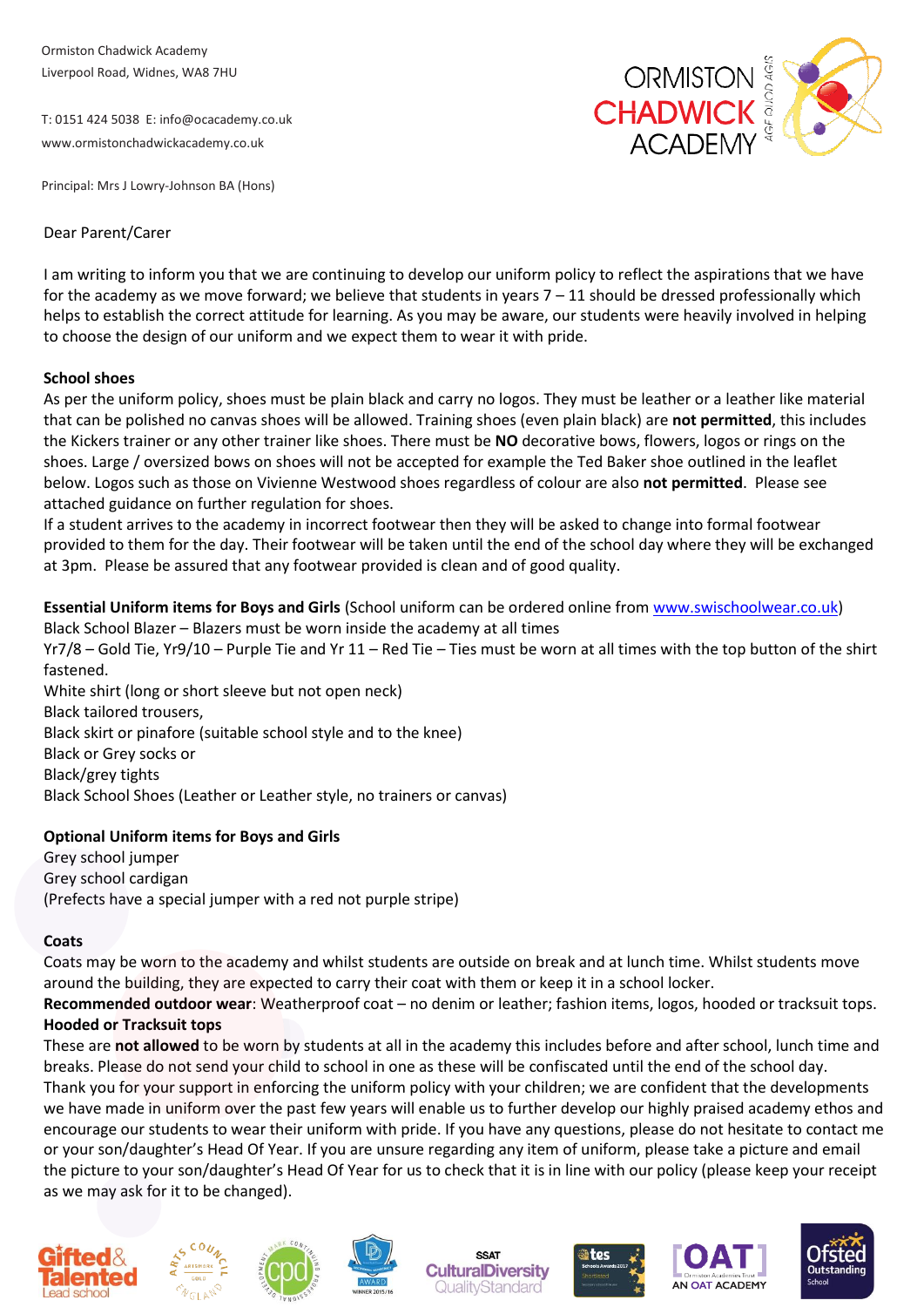Ormiston Chadwick Academy
Liverpool Road, Widnes, WA8 7HU

T: 0151 424 5038 E: info@ocacademy.co.uk
www.ormistonchadwickacademy.co.uk

Principal: Mrs J Lowry-Johnson BA (Hons)

Dear Parent/Carer

I am writing to inform you that we are continuing to develop our uniform policy to reflect the aspirations that we have for the academy as we move forward; we believe that students in years 7 – 11 should be dressed professionally which helps to establish the correct attitude for learning. As you may be aware, our students were heavily involved in helping to choose the design of our uniform and we expect them to wear it with pride.

**School shoes**

As per the uniform policy, shoes must be plain black and carry no logos. They must be leather or a leather like material that can be polished no canvas shoes will be allowed. Training shoes (even plain black) are **not permitted**, this includes the Kickers trainer or any other trainer like shoes. There must be **NO** decorative bows, flowers, logos or rings on the shoes. Large / oversized bows on shoes will not be accepted for example the Ted Baker shoe outlined in the leaflet below. Logos such as those on Vivienne Westwood shoes regardless of colour are also **not permitted**. Please see attached guidance on further regulation for shoes.

If a student arrives to the academy in incorrect footwear then they will be asked to change into formal footwear provided to them for the day. Their footwear will be taken until the end of the school day where they will be exchanged at 3pm. Please be assured that any footwear provided is clean and of good quality.

**Essential Uniform items for Boys and Girls** (School uniform can be ordered online from www.swischoolwear.co.uk)

Black School Blazer – Blazers must be worn inside the academy at all times
Yr7/8 – Gold Tie, Yr9/10 – Purple Tie and Yr 11 – Red Tie – Ties must be worn at all times with the top button of the shirt fastened.
White shirt (long or short sleeve but not open neck)
Black tailored trousers,
Black skirt or pinafore (suitable school style and to the knee)
Black or Grey socks or
Black/grey tights
Black School Shoes (Leather or Leather style, no trainers or canvas)

**Optional Uniform items for Boys and Girls**

Grey school jumper
Grey school cardigan
(Prefects have a special jumper with a red not purple stripe)

**Coats**

Coats may be worn to the academy and whilst students are outside on break and at lunch time. Whilst students move around the building, they are expected to carry their coat with them or keep it in a school locker.
**Recommended outdoor wear**: Weatherproof coat – no denim or leather; fashion items, logos, hooded or tracksuit tops.

**Hooded or Tracksuit tops**

These are **not allowed** to be worn by students at all in the academy this includes before and after school, lunch time and breaks. Please do not send your child to school in one as these will be confiscated until the end of the school day.
Thank you for your support in enforcing the uniform policy with your children; we are confident that the developments we have made in uniform over the past few years will enable us to further develop our highly praised academy ethos and encourage our students to wear their uniform with pride. If you have any questions, please do not hesitate to contact me or your son/daughter's Head Of Year. If you are unsure regarding any item of uniform, please take a picture and email the picture to your son/daughter's Head Of Year for us to check that it is in line with our policy (please keep your receipt as we may ask for it to be changed).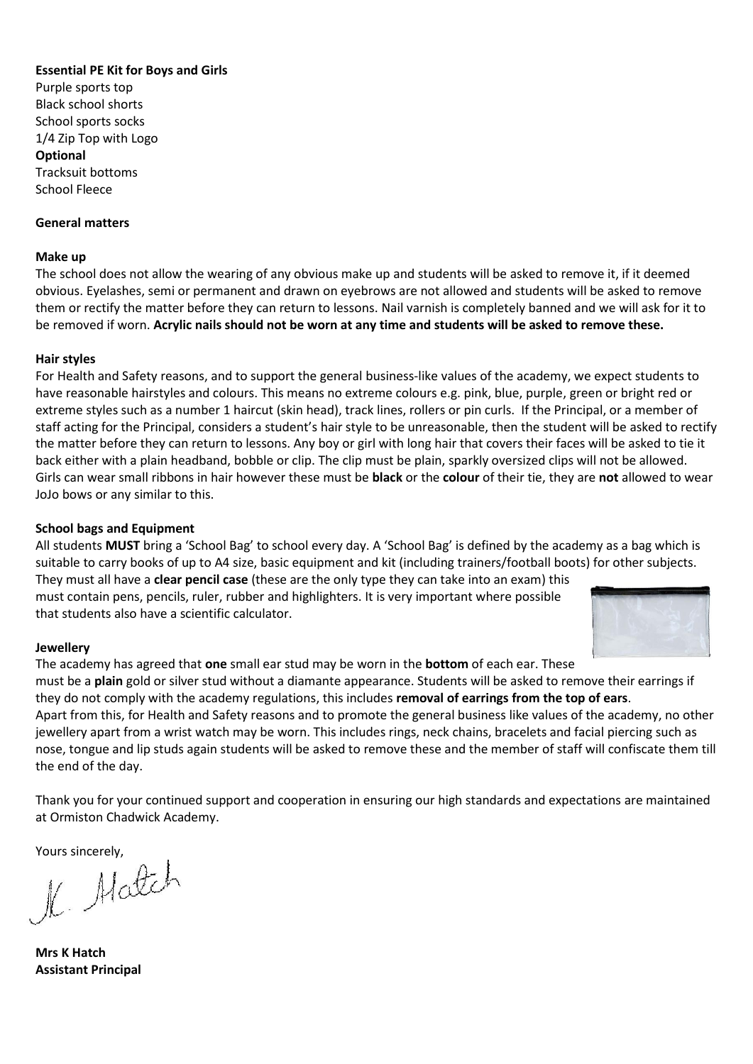**Essential PE Kit for Boys and Girls**

Purple sports top
Black school shorts
School sports socks
1/4 Zip Top with Logo

**Optional**

Tracksuit bottoms
School Fleece

**General matters**

**Make up**

The school does not allow the wearing of any obvious make up and students will be asked to remove it, if it deemed obvious. Eyelashes, semi or permanent and drawn on eyebrows are not allowed and students will be asked to remove them or rectify the matter before they can return to lessons. Nail varnish is completely banned and we will ask for it to be removed if worn. **Acrylic nails should not be worn at any time and students will be asked to remove these.**

**Hair styles**

For Health and Safety reasons, and to support the general business-like values of the academy, we expect students to have reasonable hairstyles and colours. This means no extreme colours e.g. pink, blue, purple, green or bright red or extreme styles such as a number 1 haircut (skin head), track lines, rollers or pin curls. If the Principal, or a member of staff acting for the Principal, considers a student's hair style to be unreasonable, then the student will be asked to rectify the matter before they can return to lessons. Any boy or girl with long hair that covers their faces will be asked to tie it back either with a plain headband, bobble or clip. The clip must be plain, sparkly oversized clips will not be allowed. Girls can wear small ribbons in hair however these must be **black** or the **colour** of their tie, they are **not** allowed to wear JoJo bows or any similar to this.

**School bags and Equipment**

All students **MUST** bring a 'School Bag' to school every day. A 'School Bag' is defined by the academy as a bag which is suitable to carry books of up to A4 size, basic equipment and kit (including trainers/football boots) for other subjects. They must all have a **clear pencil case** (these are the only type they can take into an exam) this must contain pens, pencils, ruler, rubber and highlighters. It is very important where possible that students also have a scientific calculator.

**Jewellery**

The academy has agreed that **one** small ear stud may be worn in the **bottom** of each ear. These must be a **plain** gold or silver stud without a diamante appearance. Students will be asked to remove their earrings if they do not comply with the academy regulations, this includes **removal of earrings from the top of ears**.
Apart from this, for Health and Safety reasons and to promote the general business like values of the academy, no other jewellery apart from a wrist watch may be worn. This includes rings, neck chains, bracelets and facial piercing such as nose, tongue and lip studs again students will be asked to remove these and the member of staff will confiscate them till the end of the day.

Thank you for your continued support and cooperation in ensuring our high standards and expectations are maintained at Ormiston Chadwick Academy.

Yours sincerely,

K. Hatch

**Mrs K Hatch**
**Assistant Principal**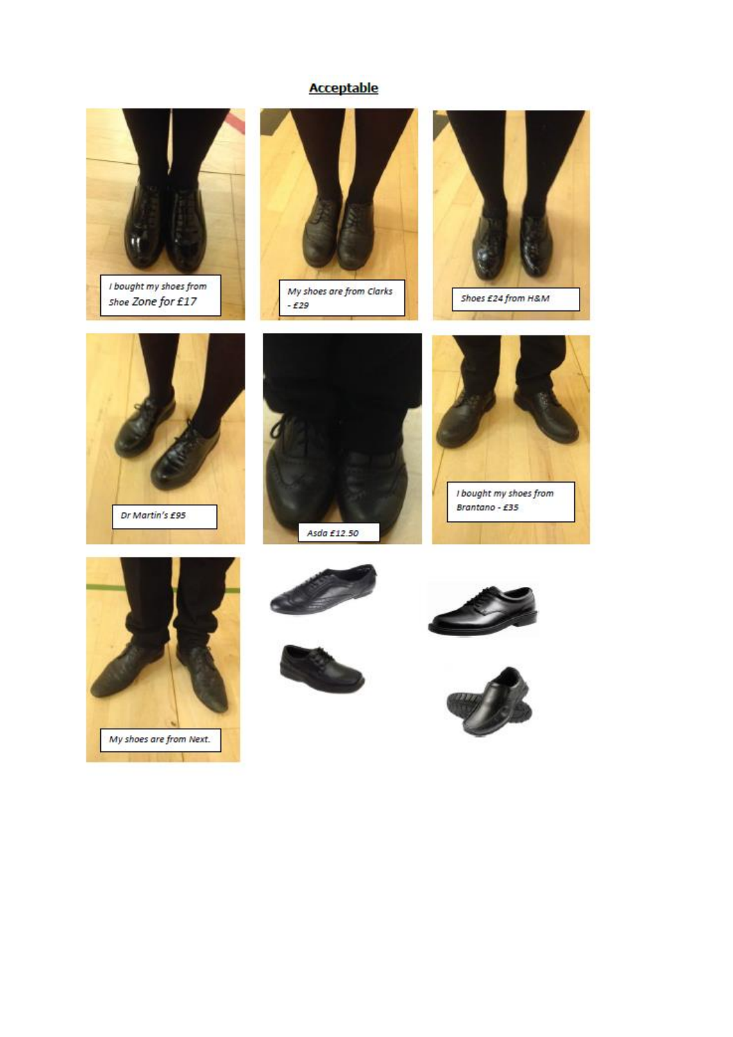## **Acceptable**

*I bought my shoes from Shoe Zone for £17*

*My shoes are from Clarks - £29*

*Shoes £24 from H&M*

*Dr Martin's £95*

*Asda £12.50*

*I bought my shoes from Brantano - £35*

*My shoes are from Next.*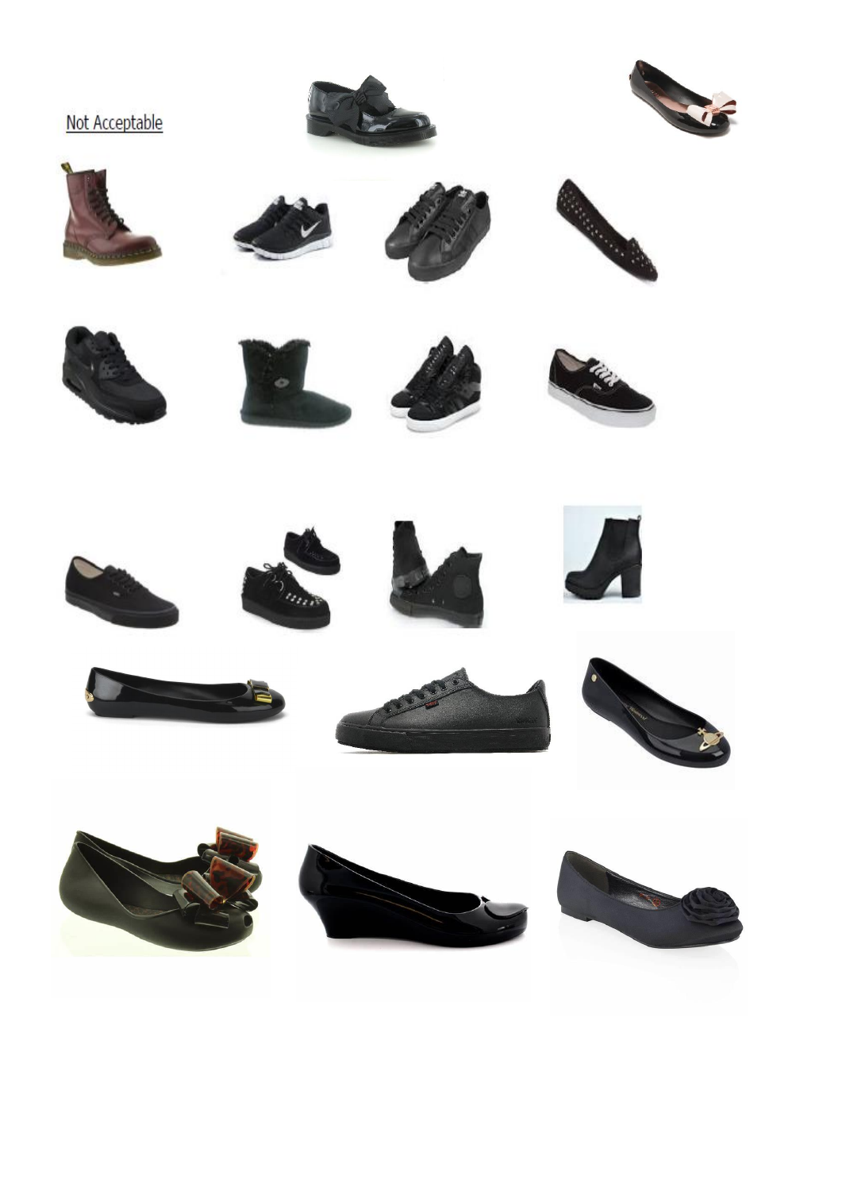Not Acceptable